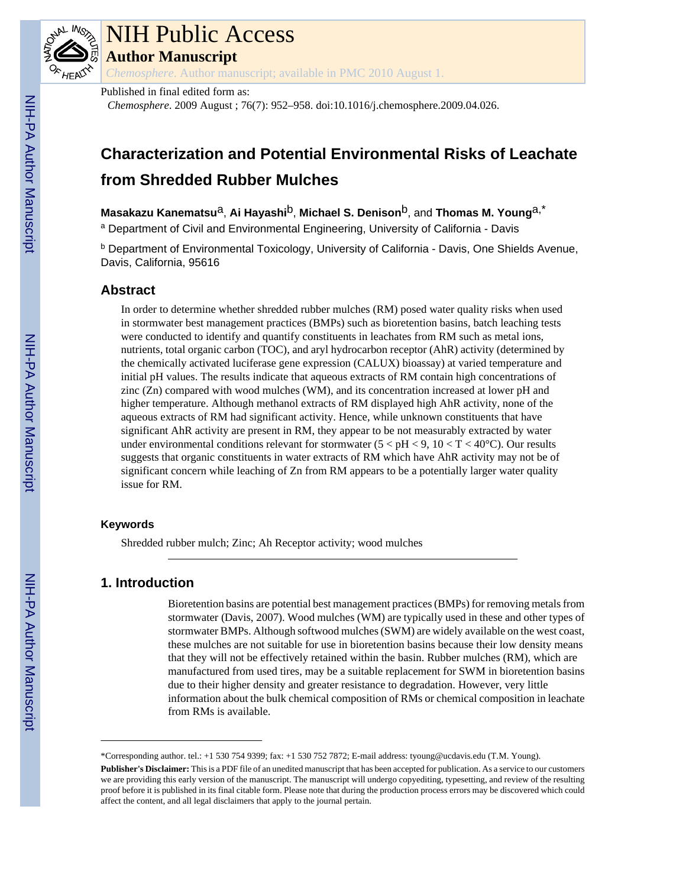# NIH Public Access

**Author Manuscript**

*Chemosphere*. Author manuscript; available in PMC 2010 August 1.

Published in final edited form as:

*Chemosphere*. 2009 August ; 76(7): 952–958. doi:10.1016/j.chemosphere.2009.04.026.

## Characterization and Potential Environmental Risks of Leachate from Shredded Rubber Mulches

**Masakazu Kanematsu**[a], **Ai Hayashi**[b], **Michael S. Denison**[b], and **Thomas M. Young**[a,*]

[a] Department of Civil and Environmental Engineering, University of California - Davis

[b] Department of Environmental Toxicology, University of California - Davis, One Shields Avenue, Davis, California, 95616

## Abstract

In order to determine whether shredded rubber mulches (RM) posed water quality risks when used in stormwater best management practices (BMPs) such as bioretention basins, batch leaching tests were conducted to identify and quantify constituents in leachates from RM such as metal ions, nutrients, total organic carbon (TOC), and aryl hydrocarbon receptor (AhR) activity (determined by the chemically activated luciferase gene expression (CALUX) bioassay) at varied temperature and initial pH values. The results indicate that aqueous extracts of RM contain high concentrations of zinc (Zn) compared with wood mulches (WM), and its concentration increased at lower pH and higher temperature. Although methanol extracts of RM displayed high AhR activity, none of the aqueous extracts of RM had significant activity. Hence, while unknown constituents that have significant AhR activity are present in RM, they appear to be not measurably extracted by water under environmental conditions relevant for stormwater ($5 < pH < 9$, $10 < T < 40$°C). Our results suggests that organic constituents in water extracts of RM which have AhR activity may not be of significant concern while leaching of Zn from RM appears to be a potentially larger water quality issue for RM.

### Keywords

Shredded rubber mulch; Zinc; Ah Receptor activity; wood mulches

## 1. Introduction

Bioretention basins are potential best management practices (BMPs) for removing metals from stormwater (Davis, 2007). Wood mulches (WM) are typically used in these and other types of stormwater BMPs. Although softwood mulches (SWM) are widely available on the west coast, these mulches are not suitable for use in bioretention basins because their low density means that they will not be effectively retained within the basin. Rubber mulches (RM), which are manufactured from used tires, may be a suitable replacement for SWM in bioretention basins due to their higher density and greater resistance to degradation. However, very little information about the bulk chemical composition of RMs or chemical composition in leachate from RMs is available.

*Corresponding author. tel.: +1 530 754 9399; fax: +1 530 752 7872; E-mail address: tyoung@ucdavis.edu (T.M. Young).

**Publisher's Disclaimer:** This is a PDF file of an unedited manuscript that has been accepted for publication. As a service to our customers we are providing this early version of the manuscript. The manuscript will undergo copyediting, typesetting, and review of the resulting proof before it is published in its final citable form. Please note that during the production process errors may be discovered which could affect the content, and all legal disclaimers that apply to the journal pertain.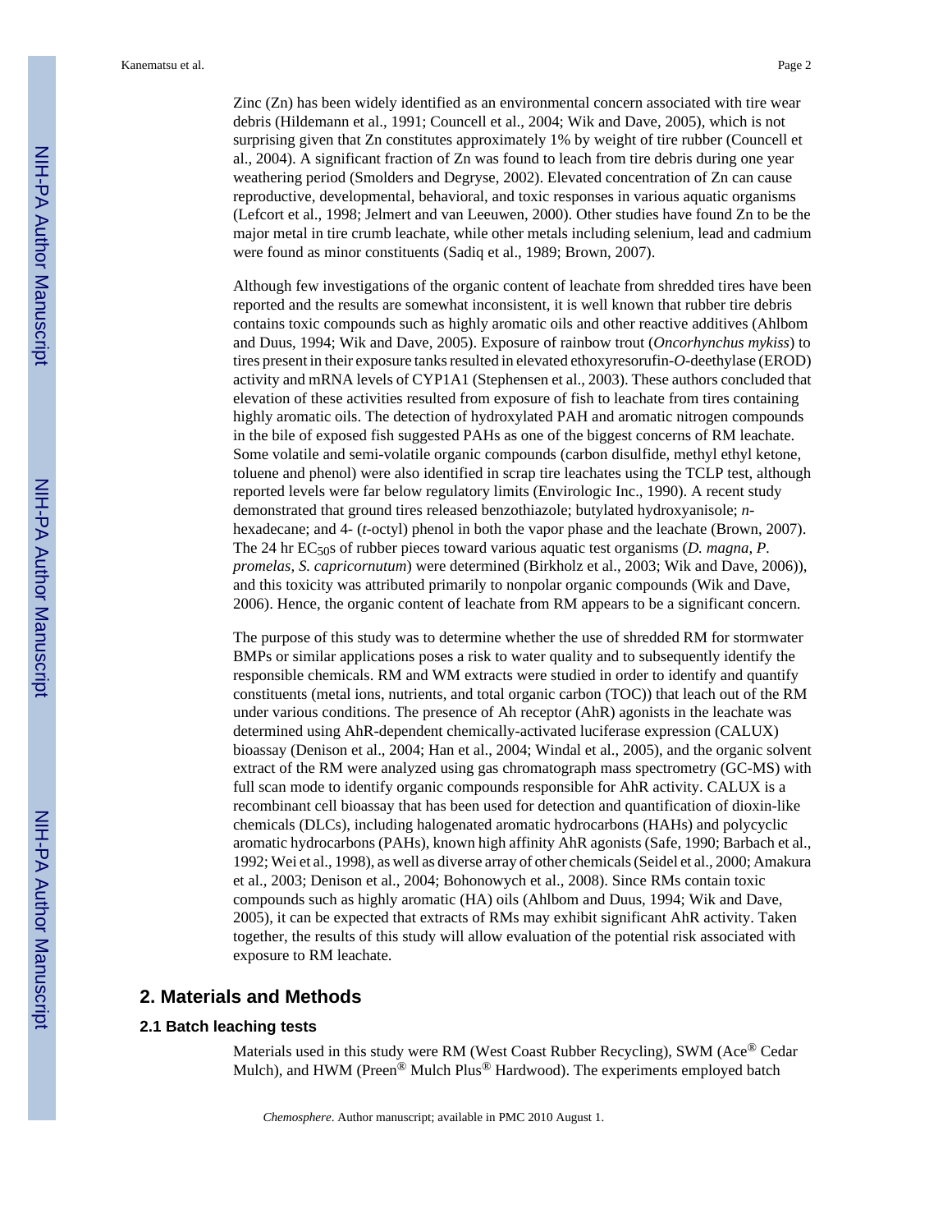Zinc (Zn) has been widely identified as an environmental concern associated with tire wear debris (Hildemann et al., 1991; Councell et al., 2004; Wik and Dave, 2005), which is not surprising given that Zn constitutes approximately 1% by weight of tire rubber (Councell et al., 2004). A significant fraction of Zn was found to leach from tire debris during one year weathering period (Smolders and Degryse, 2002). Elevated concentration of Zn can cause reproductive, developmental, behavioral, and toxic responses in various aquatic organisms (Lefcort et al., 1998; Jelmert and van Leeuwen, 2000). Other studies have found Zn to be the major metal in tire crumb leachate, while other metals including selenium, lead and cadmium were found as minor constituents (Sadiq et al., 1989; Brown, 2007).

Although few investigations of the organic content of leachate from shredded tires have been reported and the results are somewhat inconsistent, it is well known that rubber tire debris contains toxic compounds such as highly aromatic oils and other reactive additives (Ahlbom and Duus, 1994; Wik and Dave, 2005). Exposure of rainbow trout (*Oncorhynchus mykiss*) to tires present in their exposure tanks resulted in elevated ethoxyresorufin-*O*-deethylase (EROD) activity and mRNA levels of CYP1A1 (Stephensen et al., 2003). These authors concluded that elevation of these activities resulted from exposure of fish to leachate from tires containing highly aromatic oils. The detection of hydroxylated PAH and aromatic nitrogen compounds in the bile of exposed fish suggested PAHs as one of the biggest concerns of RM leachate. Some volatile and semi-volatile organic compounds (carbon disulfide, methyl ethyl ketone, toluene and phenol) were also identified in scrap tire leachates using the TCLP test, although reported levels were far below regulatory limits (Envirologic Inc., 1990). A recent study demonstrated that ground tires released benzothiazole; butylated hydroxyanisole; *n*-hexadecane; and 4- (*t*-octyl) phenol in both the vapor phase and the leachate (Brown, 2007). The 24 hr $EC_{50}$s of rubber pieces toward various aquatic test organisms (*D. magna, P. promelas, S. capricornutum*) were determined (Birkholz et al., 2003; Wik and Dave, 2006)), and this toxicity was attributed primarily to nonpolar organic compounds (Wik and Dave, 2006). Hence, the organic content of leachate from RM appears to be a significant concern.

The purpose of this study was to determine whether the use of shredded RM for stormwater BMPs or similar applications poses a risk to water quality and to subsequently identify the responsible chemicals. RM and WM extracts were studied in order to identify and quantify constituents (metal ions, nutrients, and total organic carbon (TOC)) that leach out of the RM under various conditions. The presence of Ah receptor (AhR) agonists in the leachate was determined using AhR-dependent chemically-activated luciferase expression (CALUX) bioassay (Denison et al., 2004; Han et al., 2004; Windal et al., 2005), and the organic solvent extract of the RM were analyzed using gas chromatograph mass spectrometry (GC-MS) with full scan mode to identify organic compounds responsible for AhR activity. CALUX is a recombinant cell bioassay that has been used for detection and quantification of dioxin-like chemicals (DLCs), including halogenated aromatic hydrocarbons (HAHs) and polycyclic aromatic hydrocarbons (PAHs), known high affinity AhR agonists (Safe, 1990; Barbach et al., 1992; Wei et al., 1998), as well as diverse array of other chemicals (Seidel et al., 2000; Amakura et al., 2003; Denison et al., 2004; Bohonowych et al., 2008). Since RMs contain toxic compounds such as highly aromatic (HA) oils (Ahlbom and Duus, 1994; Wik and Dave, 2005), it can be expected that extracts of RMs may exhibit significant AhR activity. Taken together, the results of this study will allow evaluation of the potential risk associated with exposure to RM leachate.

## 2. Materials and Methods

### 2.1 Batch leaching tests

Materials used in this study were RM (West Coast Rubber Recycling), SWM (Ace® Cedar Mulch), and HWM (Preen® Mulch Plus® Hardwood). The experiments employed batch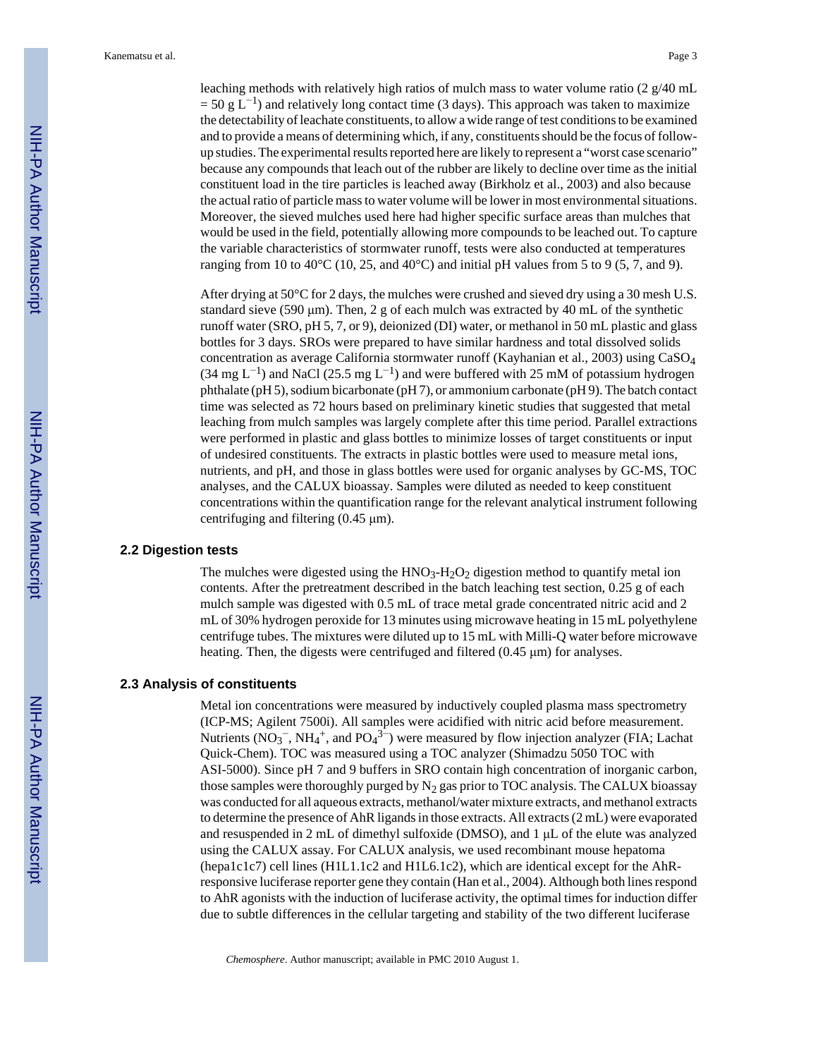leaching methods with relatively high ratios of mulch mass to water volume ratio (2 g/40 mL = 50 g $L^{-1}$) and relatively long contact time (3 days). This approach was taken to maximize the detectability of leachate constituents, to allow a wide range of test conditions to be examined and to provide a means of determining which, if any, constituents should be the focus of follow-up studies. The experimental results reported here are likely to represent a "worst case scenario" because any compounds that leach out of the rubber are likely to decline over time as the initial constituent load in the tire particles is leached away (Birkholz et al., 2003) and also because the actual ratio of particle mass to water volume will be lower in most environmental situations. Moreover, the sieved mulches used here had higher specific surface areas than mulches that would be used in the field, potentially allowing more compounds to be leached out. To capture the variable characteristics of stormwater runoff, tests were also conducted at temperatures ranging from 10 to 40°C (10, 25, and 40°C) and initial pH values from 5 to 9 (5, 7, and 9).

After drying at 50°C for 2 days, the mulches were crushed and sieved dry using a 30 mesh U.S. standard sieve (590 μm). Then, 2 g of each mulch was extracted by 40 mL of the synthetic runoff water (SRO, pH 5, 7, or 9), deionized (DI) water, or methanol in 50 mL plastic and glass bottles for 3 days. SROs were prepared to have similar hardness and total dissolved solids concentration as average California stormwater runoff (Kayhanian et al., 2003) using $CaSO_4$ (34 mg $L^{-1}$) and NaCl (25.5 mg $L^{-1}$) and were buffered with 25 mM of potassium hydrogen phthalate (pH 5), sodium bicarbonate (pH 7), or ammonium carbonate (pH 9). The batch contact time was selected as 72 hours based on preliminary kinetic studies that suggested that metal leaching from mulch samples was largely complete after this time period. Parallel extractions were performed in plastic and glass bottles to minimize losses of target constituents or input of undesired constituents. The extracts in plastic bottles were used to measure metal ions, nutrients, and pH, and those in glass bottles were used for organic analyses by GC-MS, TOC analyses, and the CALUX bioassay. Samples were diluted as needed to keep constituent concentrations within the quantification range for the relevant analytical instrument following centrifuging and filtering (0.45 μm).

### 2.2 Digestion tests

The mulches were digested using the $HNO_3$-$H_2O_2$ digestion method to quantify metal ion contents. After the pretreatment described in the batch leaching test section, 0.25 g of each mulch sample was digested with 0.5 mL of trace metal grade concentrated nitric acid and 2 mL of 30% hydrogen peroxide for 13 minutes using microwave heating in 15 mL polyethylene centrifuge tubes. The mixtures were diluted up to 15 mL with Milli-Q water before microwave heating. Then, the digests were centrifuged and filtered (0.45 μm) for analyses.

### 2.3 Analysis of constituents

Metal ion concentrations were measured by inductively coupled plasma mass spectrometry (ICP-MS; Agilent 7500i). All samples were acidified with nitric acid before measurement. Nutrients ($NO_3^-$, $NH_4^+$, and $PO_4^{3-}$) were measured by flow injection analyzer (FIA; Lachat Quick-Chem). TOC was measured using a TOC analyzer (Shimadzu 5050 TOC with ASI-5000). Since pH 7 and 9 buffers in SRO contain high concentration of inorganic carbon, those samples were thoroughly purged by $N_2$ gas prior to TOC analysis. The CALUX bioassay was conducted for all aqueous extracts, methanol/water mixture extracts, and methanol extracts to determine the presence of AhR ligands in those extracts. All extracts (2 mL) were evaporated and resuspended in 2 mL of dimethyl sulfoxide (DMSO), and 1 μL of the elute was analyzed using the CALUX assay. For CALUX analysis, we used recombinant mouse hepatoma (hepa1c1c7) cell lines (H1L1.1c2 and H1L6.1c2), which are identical except for the AhR-responsive luciferase reporter gene they contain (Han et al., 2004). Although both lines respond to AhR agonists with the induction of luciferase activity, the optimal times for induction differ due to subtle differences in the cellular targeting and stability of the two different luciferase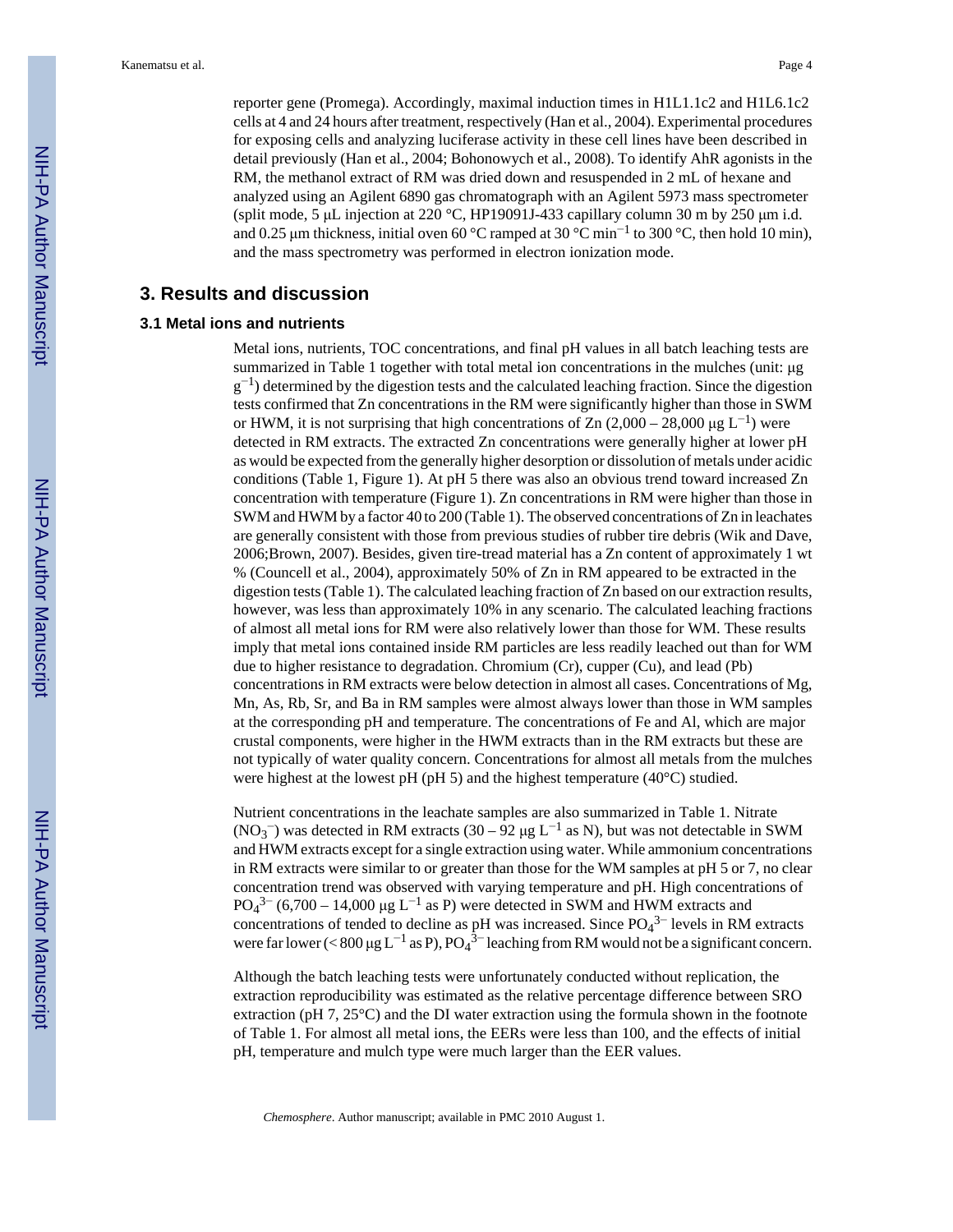reporter gene (Promega). Accordingly, maximal induction times in H1L1.1c2 and H1L6.1c2 cells at 4 and 24 hours after treatment, respectively (Han et al., 2004). Experimental procedures for exposing cells and analyzing luciferase activity in these cell lines have been described in detail previously (Han et al., 2004; Bohonowych et al., 2008). To identify AhR agonists in the RM, the methanol extract of RM was dried down and resuspended in 2 mL of hexane and analyzed using an Agilent 6890 gas chromatograph with an Agilent 5973 mass spectrometer (split mode, 5 μL injection at 220 °C, HP19091J-433 capillary column 30 m by 250 μm i.d. and 0.25 μm thickness, initial oven 60 °C ramped at 30 °C $min^{-1}$ to 300 °C, then hold 10 min), and the mass spectrometry was performed in electron ionization mode.

## 3. Results and discussion

### 3.1 Metal ions and nutrients

Metal ions, nutrients, TOC concentrations, and final pH values in all batch leaching tests are summarized in Table 1 together with total metal ion concentrations in the mulches (unit: μg $g^{-1}$) determined by the digestion tests and the calculated leaching fraction. Since the digestion tests confirmed that Zn concentrations in the RM were significantly higher than those in SWM or HWM, it is not surprising that high concentrations of Zn (2,000 – 28,000 μg $L^{-1}$) were detected in RM extracts. The extracted Zn concentrations were generally higher at lower pH as would be expected from the generally higher desorption or dissolution of metals under acidic conditions (Table 1, Figure 1). At pH 5 there was also an obvious trend toward increased Zn concentration with temperature (Figure 1). Zn concentrations in RM were higher than those in SWM and HWM by a factor 40 to 200 (Table 1). The observed concentrations of Zn in leachates are generally consistent with those from previous studies of rubber tire debris (Wik and Dave, 2006;Brown, 2007). Besides, given tire-tread material has a Zn content of approximately 1 wt % (Councell et al., 2004), approximately 50% of Zn in RM appeared to be extracted in the digestion tests (Table 1). The calculated leaching fraction of Zn based on our extraction results, however, was less than approximately 10% in any scenario. The calculated leaching fractions of almost all metal ions for RM were also relatively lower than those for WM. These results imply that metal ions contained inside RM particles are less readily leached out than for WM due to higher resistance to degradation. Chromium (Cr), cupper (Cu), and lead (Pb) concentrations in RM extracts were below detection in almost all cases. Concentrations of Mg, Mn, As, Rb, Sr, and Ba in RM samples were almost always lower than those in WM samples at the corresponding pH and temperature. The concentrations of Fe and Al, which are major crustal components, were higher in the HWM extracts than in the RM extracts but these are not typically of water quality concern. Concentrations for almost all metals from the mulches were highest at the lowest pH (pH 5) and the highest temperature (40°C) studied.

Nutrient concentrations in the leachate samples are also summarized in Table 1. Nitrate ($NO_3^-$) was detected in RM extracts (30 – 92 μg $L^{-1}$ as N), but was not detectable in SWM and HWM extracts except for a single extraction using water. While ammonium concentrations in RM extracts were similar to or greater than those for the WM samples at pH 5 or 7, no clear concentration trend was observed with varying temperature and pH. High concentrations of $PO_4^{3-}$ (6,700 – 14,000 μg $L^{-1}$ as P) were detected in SWM and HWM extracts and concentrations of tended to decline as pH was increased. Since $PO_4^{3-}$ levels in RM extracts were far lower (< 800 μg $L^{-1}$ as P), $PO_4^{3-}$ leaching from RM would not be a significant concern.

Although the batch leaching tests were unfortunately conducted without replication, the extraction reproducibility was estimated as the relative percentage difference between SRO extraction (pH 7, 25°C) and the DI water extraction using the formula shown in the footnote of Table 1. For almost all metal ions, the EERs were less than 100, and the effects of initial pH, temperature and mulch type were much larger than the EER values.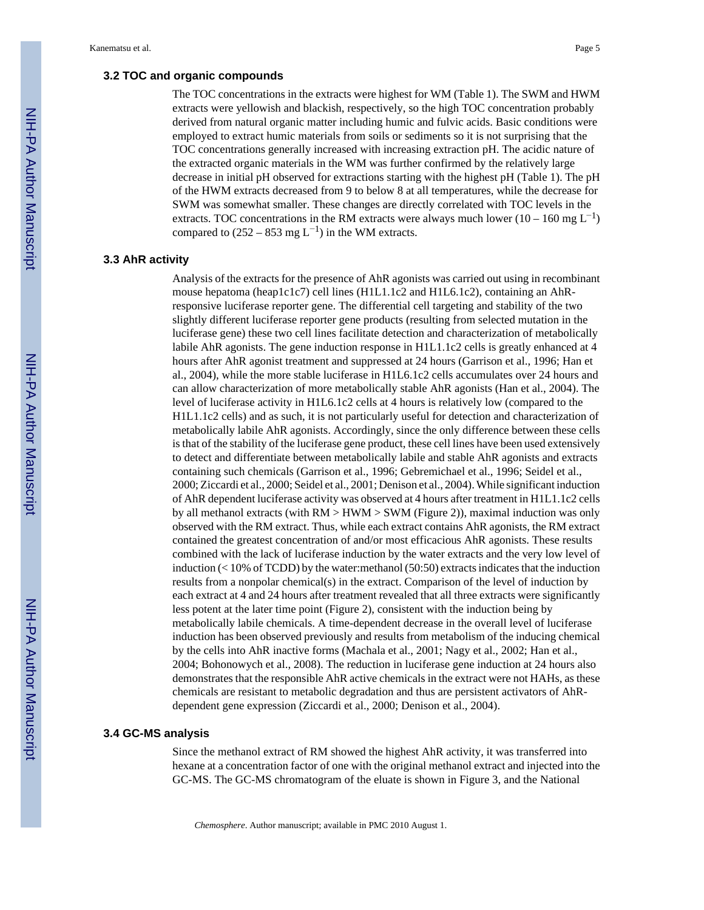### 3.2 TOC and organic compounds

The TOC concentrations in the extracts were highest for WM (Table 1). The SWM and HWM extracts were yellowish and blackish, respectively, so the high TOC concentration probably derived from natural organic matter including humic and fulvic acids. Basic conditions were employed to extract humic materials from soils or sediments so it is not surprising that the TOC concentrations generally increased with increasing extraction pH. The acidic nature of the extracted organic materials in the WM was further confirmed by the relatively large decrease in initial pH observed for extractions starting with the highest pH (Table 1). The pH of the HWM extracts decreased from 9 to below 8 at all temperatures, while the decrease for SWM was somewhat smaller. These changes are directly correlated with TOC levels in the extracts. TOC concentrations in the RM extracts were always much lower (10 – 160 mg $L^{-1}$) compared to (252 – 853 mg $L^{-1}$) in the WM extracts.

### 3.3 AhR activity

Analysis of the extracts for the presence of AhR agonists was carried out using in recombinant mouse hepatoma (heap1c1c7) cell lines (H1L1.1c2 and H1L6.1c2), containing an AhR-responsive luciferase reporter gene. The differential cell targeting and stability of the two slightly different luciferase reporter gene products (resulting from selected mutation in the luciferase gene) these two cell lines facilitate detection and characterization of metabolically labile AhR agonists. The gene induction response in H1L1.1c2 cells is greatly enhanced at 4 hours after AhR agonist treatment and suppressed at 24 hours (Garrison et al., 1996; Han et al., 2004), while the more stable luciferase in H1L6.1c2 cells accumulates over 24 hours and can allow characterization of more metabolically stable AhR agonists (Han et al., 2004). The level of luciferase activity in H1L6.1c2 cells at 4 hours is relatively low (compared to the H1L1.1c2 cells) and as such, it is not particularly useful for detection and characterization of metabolically labile AhR agonists. Accordingly, since the only difference between these cells is that of the stability of the luciferase gene product, these cell lines have been used extensively to detect and differentiate between metabolically labile and stable AhR agonists and extracts containing such chemicals (Garrison et al., 1996; Gebremichael et al., 1996; Seidel et al., 2000; Ziccardi et al., 2000; Seidel et al., 2001; Denison et al., 2004). While significant induction of AhR dependent luciferase activity was observed at 4 hours after treatment in H1L1.1c2 cells by all methanol extracts (with RM > HWM > SWM (Figure 2)), maximal induction was only observed with the RM extract. Thus, while each extract contains AhR agonists, the RM extract contained the greatest concentration of and/or most efficacious AhR agonists. These results combined with the lack of luciferase induction by the water extracts and the very low level of induction (< 10% of TCDD) by the water:methanol (50:50) extracts indicates that the induction results from a nonpolar chemical(s) in the extract. Comparison of the level of induction by each extract at 4 and 24 hours after treatment revealed that all three extracts were significantly less potent at the later time point (Figure 2), consistent with the induction being by metabolically labile chemicals. A time-dependent decrease in the overall level of luciferase induction has been observed previously and results from metabolism of the inducing chemical by the cells into AhR inactive forms (Machala et al., 2001; Nagy et al., 2002; Han et al., 2004; Bohonowych et al., 2008). The reduction in luciferase gene induction at 24 hours also demonstrates that the responsible AhR active chemicals in the extract were not HAHs, as these chemicals are resistant to metabolic degradation and thus are persistent activators of AhR-dependent gene expression (Ziccardi et al., 2000; Denison et al., 2004).

### 3.4 GC-MS analysis

Since the methanol extract of RM showed the highest AhR activity, it was transferred into hexane at a concentration factor of one with the original methanol extract and injected into the GC-MS. The GC-MS chromatogram of the eluate is shown in Figure 3, and the National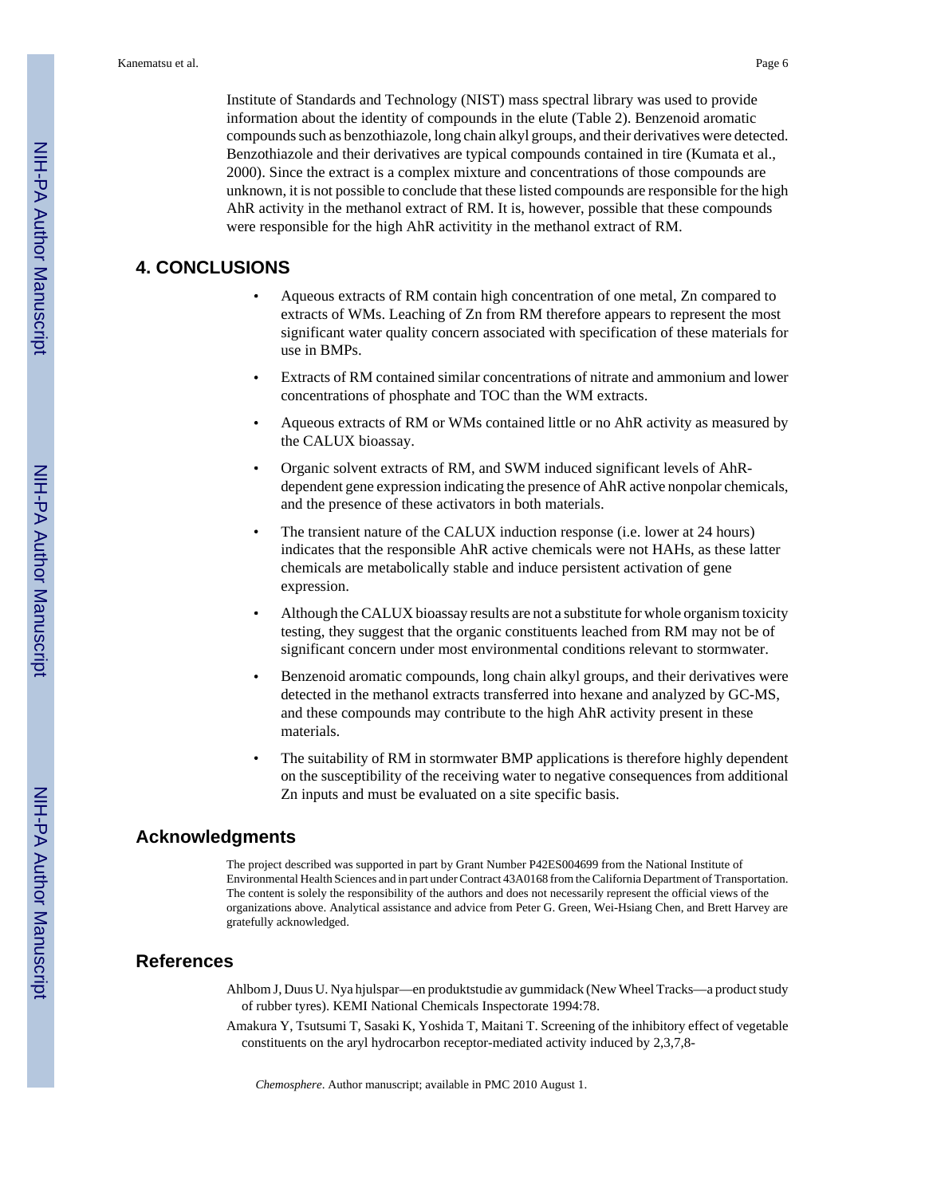Institute of Standards and Technology (NIST) mass spectral library was used to provide information about the identity of compounds in the elute (Table 2). Benzenoid aromatic compounds such as benzothiazole, long chain alkyl groups, and their derivatives were detected. Benzothiazole and their derivatives are typical compounds contained in tire (Kumata et al., 2000). Since the extract is a complex mixture and concentrations of those compounds are unknown, it is not possible to conclude that these listed compounds are responsible for the high AhR activity in the methanol extract of RM. It is, however, possible that these compounds were responsible for the high AhR activitity in the methanol extract of RM.

## 4. CONCLUSIONS

- Aqueous extracts of RM contain high concentration of one metal, Zn compared to extracts of WMs. Leaching of Zn from RM therefore appears to represent the most significant water quality concern associated with specification of these materials for use in BMPs.
- Extracts of RM contained similar concentrations of nitrate and ammonium and lower concentrations of phosphate and TOC than the WM extracts.
- Aqueous extracts of RM or WMs contained little or no AhR activity as measured by the CALUX bioassay.
- Organic solvent extracts of RM, and SWM induced significant levels of AhR-dependent gene expression indicating the presence of AhR active nonpolar chemicals, and the presence of these activators in both materials.
- The transient nature of the CALUX induction response (i.e. lower at 24 hours) indicates that the responsible AhR active chemicals were not HAHs, as these latter chemicals are metabolically stable and induce persistent activation of gene expression.
- Although the CALUX bioassay results are not a substitute for whole organism toxicity testing, they suggest that the organic constituents leached from RM may not be of significant concern under most environmental conditions relevant to stormwater.
- Benzenoid aromatic compounds, long chain alkyl groups, and their derivatives were detected in the methanol extracts transferred into hexane and analyzed by GC-MS, and these compounds may contribute to the high AhR activity present in these materials.
- The suitability of RM in stormwater BMP applications is therefore highly dependent on the susceptibility of the receiving water to negative consequences from additional Zn inputs and must be evaluated on a site specific basis.

## Acknowledgments

The project described was supported in part by Grant Number P42ES004699 from the National Institute of Environmental Health Sciences and in part under Contract 43A0168 from the California Department of Transportation. The content is solely the responsibility of the authors and does not necessarily represent the official views of the organizations above. Analytical assistance and advice from Peter G. Green, Wei-Hsiang Chen, and Brett Harvey are gratefully acknowledged.

## References

Ahlbom J, Duus U. Nya hjulspar—en produktstudie av gummidack (New Wheel Tracks—a product study of rubber tyres). KEMI National Chemicals Inspectorate 1994:78.

Amakura Y, Tsutsumi T, Sasaki K, Yoshida T, Maitani T. Screening of the inhibitory effect of vegetable constituents on the aryl hydrocarbon receptor-mediated activity induced by 2,3,7,8-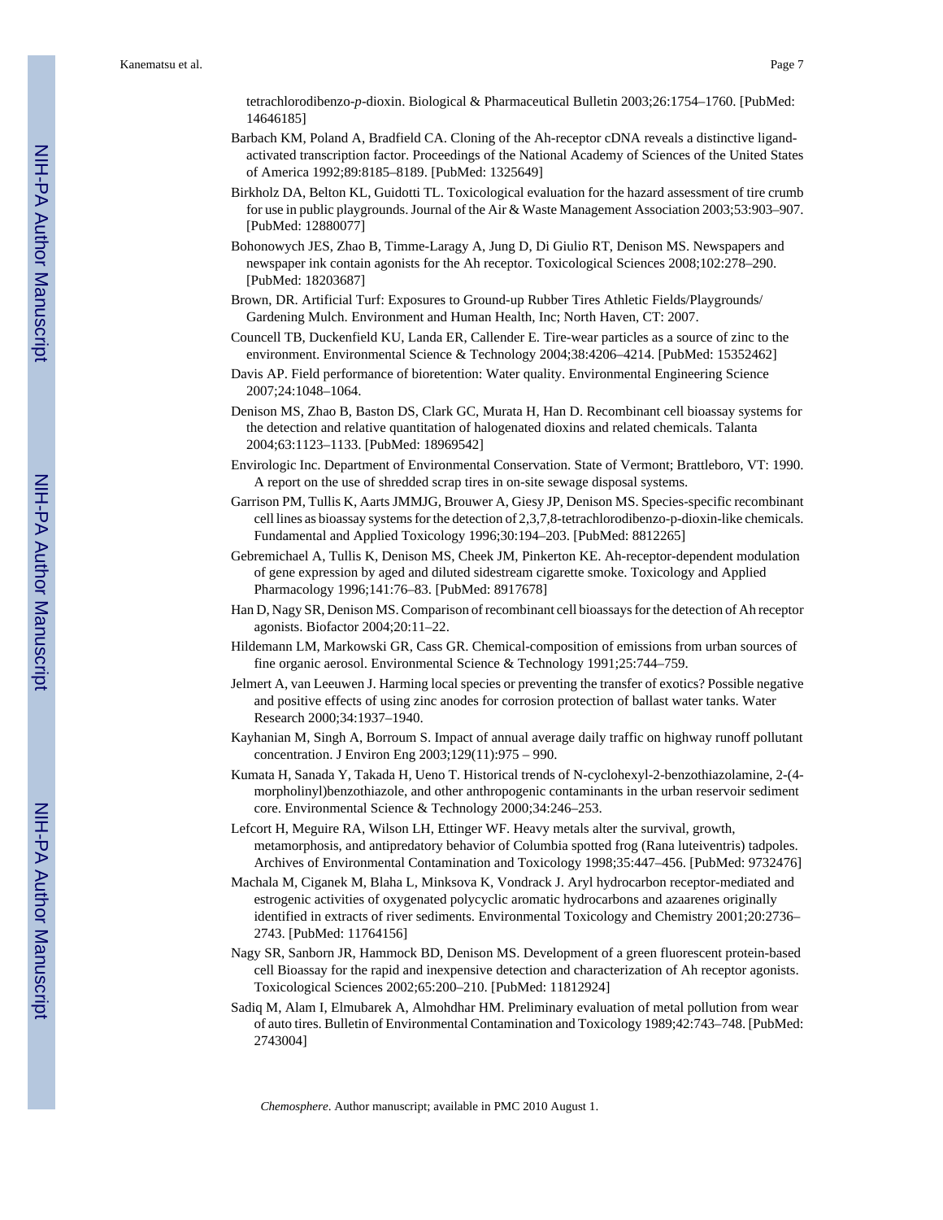tetrachlorodibenzo-*p*-dioxin. Biological & Pharmaceutical Bulletin 2003;26:1754–1760. [PubMed: 14646185]

Barbach KM, Poland A, Bradfield CA. Cloning of the Ah-receptor cDNA reveals a distinctive ligand-activated transcription factor. Proceedings of the National Academy of Sciences of the United States of America 1992;89:8185–8189. [PubMed: 1325649]

Birkholz DA, Belton KL, Guidotti TL. Toxicological evaluation for the hazard assessment of tire crumb for use in public playgrounds. Journal of the Air & Waste Management Association 2003;53:903–907. [PubMed: 12880077]

Bohonowych JES, Zhao B, Timme-Laragy A, Jung D, Di Giulio RT, Denison MS. Newspapers and newspaper ink contain agonists for the Ah receptor. Toxicological Sciences 2008;102:278–290. [PubMed: 18203687]

Brown, DR. Artificial Turf: Exposures to Ground-up Rubber Tires Athletic Fields/Playgrounds/ Gardening Mulch. Environment and Human Health, Inc; North Haven, CT: 2007.

Councell TB, Duckenfield KU, Landa ER, Callender E. Tire-wear particles as a source of zinc to the environment. Environmental Science & Technology 2004;38:4206–4214. [PubMed: 15352462]

Davis AP. Field performance of bioretention: Water quality. Environmental Engineering Science 2007;24:1048–1064.

Denison MS, Zhao B, Baston DS, Clark GC, Murata H, Han D. Recombinant cell bioassay systems for the detection and relative quantitation of halogenated dioxins and related chemicals. Talanta 2004;63:1123–1133. [PubMed: 18969542]

Envirologic Inc. Department of Environmental Conservation. State of Vermont; Brattleboro, VT: 1990. A report on the use of shredded scrap tires in on-site sewage disposal systems.

Garrison PM, Tullis K, Aarts JMMJG, Brouwer A, Giesy JP, Denison MS. Species-specific recombinant cell lines as bioassay systems for the detection of 2,3,7,8-tetrachlorodibenzo-p-dioxin-like chemicals. Fundamental and Applied Toxicology 1996;30:194–203. [PubMed: 8812265]

Gebremichael A, Tullis K, Denison MS, Cheek JM, Pinkerton KE. Ah-receptor-dependent modulation of gene expression by aged and diluted sidestream cigarette smoke. Toxicology and Applied Pharmacology 1996;141:76–83. [PubMed: 8917678]

Han D, Nagy SR, Denison MS. Comparison of recombinant cell bioassays for the detection of Ah receptor agonists. Biofactor 2004;20:11–22.

Hildemann LM, Markowski GR, Cass GR. Chemical-composition of emissions from urban sources of fine organic aerosol. Environmental Science & Technology 1991;25:744–759.

Jelmert A, van Leeuwen J. Harming local species or preventing the transfer of exotics? Possible negative and positive effects of using zinc anodes for corrosion protection of ballast water tanks. Water Research 2000;34:1937–1940.

Kayhanian M, Singh A, Borroum S. Impact of annual average daily traffic on highway runoff pollutant concentration. J Environ Eng 2003;129(11):975 – 990.

Kumata H, Sanada Y, Takada H, Ueno T. Historical trends of N-cyclohexyl-2-benzothiazolamine, 2-(4-morpholinyl)benzothiazole, and other anthropogenic contaminants in the urban reservoir sediment core. Environmental Science & Technology 2000;34:246–253.

Lefcort H, Meguire RA, Wilson LH, Ettinger WF. Heavy metals alter the survival, growth, metamorphosis, and antipredatory behavior of Columbia spotted frog (Rana luteiventris) tadpoles. Archives of Environmental Contamination and Toxicology 1998;35:447–456. [PubMed: 9732476]

Machala M, Ciganek M, Blaha L, Minksova K, Vondrack J. Aryl hydrocarbon receptor-mediated and estrogenic activities of oxygenated polycyclic aromatic hydrocarbons and azaarenes originally identified in extracts of river sediments. Environmental Toxicology and Chemistry 2001;20:2736–2743. [PubMed: 11764156]

Nagy SR, Sanborn JR, Hammock BD, Denison MS. Development of a green fluorescent protein-based cell Bioassay for the rapid and inexpensive detection and characterization of Ah receptor agonists. Toxicological Sciences 2002;65:200–210. [PubMed: 11812924]

Sadiq M, Alam I, Elmubarek A, Almohdhar HM. Preliminary evaluation of metal pollution from wear of auto tires. Bulletin of Environmental Contamination and Toxicology 1989;42:743–748. [PubMed: 2743004]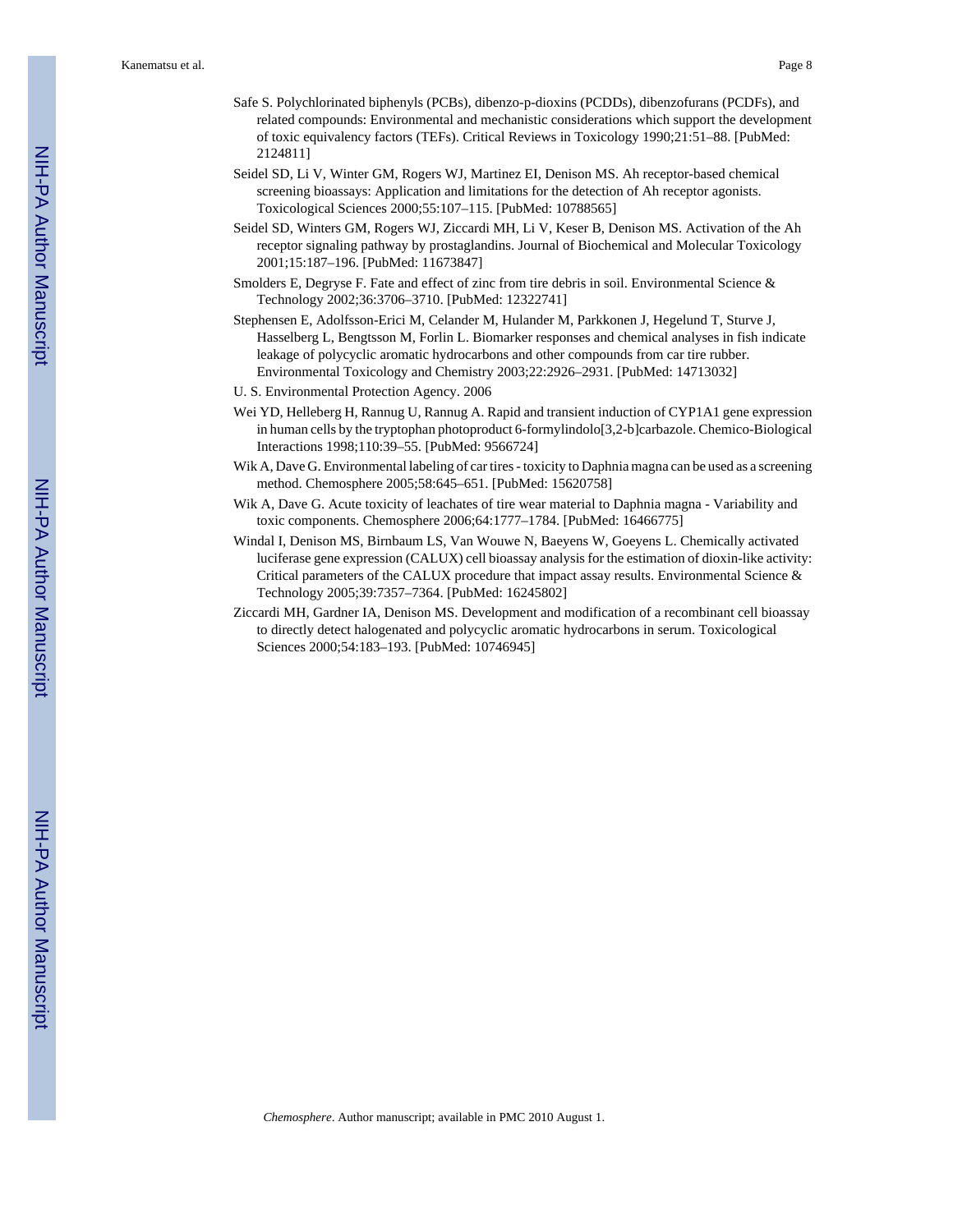Safe S. Polychlorinated biphenyls (PCBs), dibenzo-p-dioxins (PCDDs), dibenzofurans (PCDFs), and related compounds: Environmental and mechanistic considerations which support the development of toxic equivalency factors (TEFs). Critical Reviews in Toxicology 1990;21:51–88. [PubMed: 2124811]

Seidel SD, Li V, Winter GM, Rogers WJ, Martinez EI, Denison MS. Ah receptor-based chemical screening bioassays: Application and limitations for the detection of Ah receptor agonists. Toxicological Sciences 2000;55:107–115. [PubMed: 10788565]

Seidel SD, Winters GM, Rogers WJ, Ziccardi MH, Li V, Keser B, Denison MS. Activation of the Ah receptor signaling pathway by prostaglandins. Journal of Biochemical and Molecular Toxicology 2001;15:187–196. [PubMed: 11673847]

Smolders E, Degryse F. Fate and effect of zinc from tire debris in soil. Environmental Science & Technology 2002;36:3706–3710. [PubMed: 12322741]

Stephensen E, Adolfsson-Erici M, Celander M, Hulander M, Parkkonen J, Hegelund T, Sturve J, Hasselberg L, Bengtsson M, Forlin L. Biomarker responses and chemical analyses in fish indicate leakage of polycyclic aromatic hydrocarbons and other compounds from car tire rubber. Environmental Toxicology and Chemistry 2003;22:2926–2931. [PubMed: 14713032]

U. S. Environmental Protection Agency. 2006

Wei YD, Helleberg H, Rannug U, Rannug A. Rapid and transient induction of CYP1A1 gene expression in human cells by the tryptophan photoproduct 6-formylindolo[3,2-b]carbazole. Chemico-Biological Interactions 1998;110:39–55. [PubMed: 9566724]

Wik A, Dave G. Environmental labeling of car tires - toxicity to Daphnia magna can be used as a screening method. Chemosphere 2005;58:645–651. [PubMed: 15620758]

Wik A, Dave G. Acute toxicity of leachates of tire wear material to Daphnia magna - Variability and toxic components. Chemosphere 2006;64:1777–1784. [PubMed: 16466775]

Windal I, Denison MS, Birnbaum LS, Van Wouwe N, Baeyens W, Goeyens L. Chemically activated luciferase gene expression (CALUX) cell bioassay analysis for the estimation of dioxin-like activity: Critical parameters of the CALUX procedure that impact assay results. Environmental Science & Technology 2005;39:7357–7364. [PubMed: 16245802]

Ziccardi MH, Gardner IA, Denison MS. Development and modification of a recombinant cell bioassay to directly detect halogenated and polycyclic aromatic hydrocarbons in serum. Toxicological Sciences 2000;54:183–193. [PubMed: 10746945]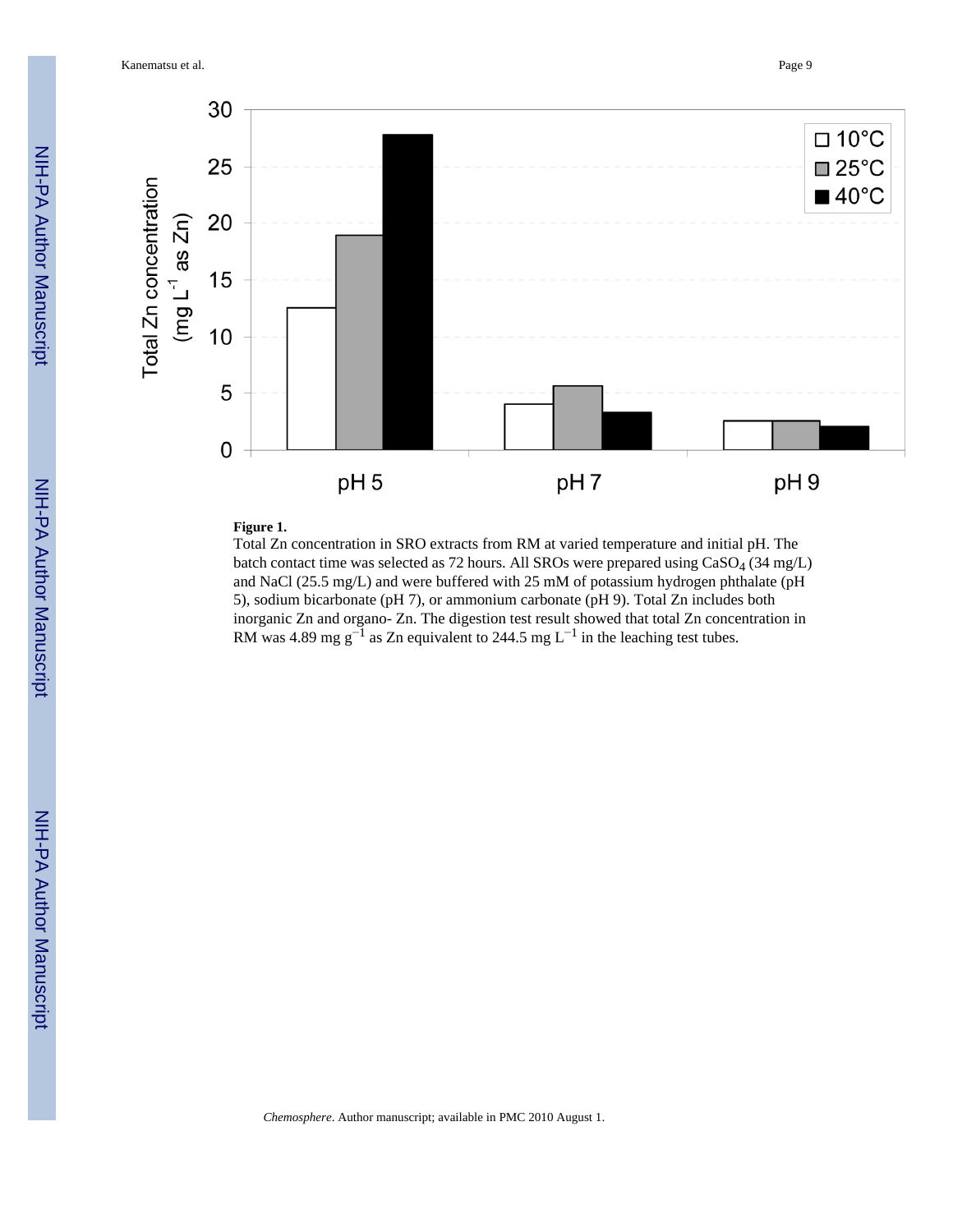**Figure 1.**

Total Zn concentration in SRO extracts from RM at varied temperature and initial pH. The batch contact time was selected as 72 hours. All SROs were prepared using $CaSO_4$ (34 mg/L) and NaCl (25.5 mg/L) and were buffered with 25 mM of potassium hydrogen phthalate (pH 5), sodium bicarbonate (pH 7), or ammonium carbonate (pH 9). Total Zn includes both inorganic Zn and organo- Zn. The digestion test result showed that total Zn concentration in RM was 4.89 mg $g^{-1}$ as Zn equivalent to 244.5 mg $L^{-1}$ in the leaching test tubes.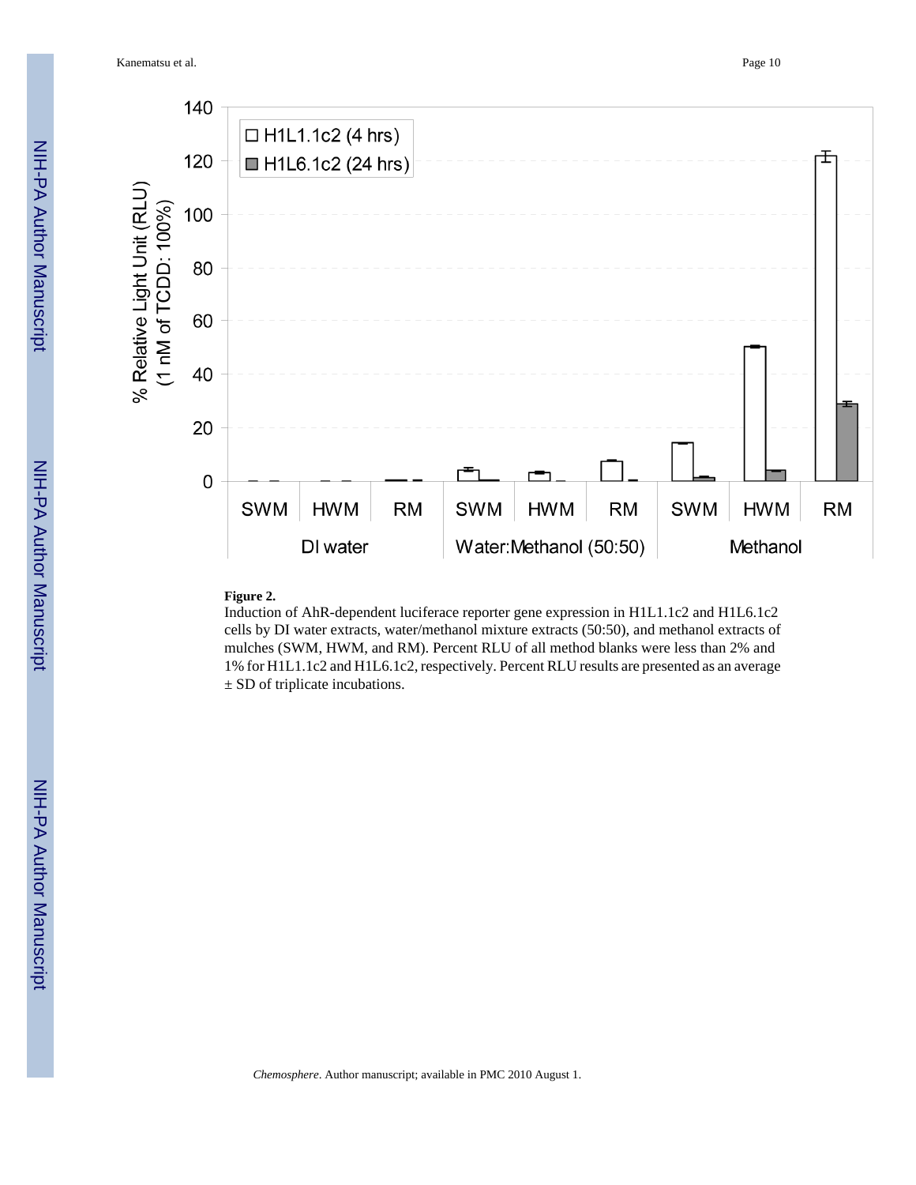**Figure 2.**

Induction of AhR-dependent luciferace reporter gene expression in H1L1.1c2 and H1L6.1c2 cells by DI water extracts, water/methanol mixture extracts (50:50), and methanol extracts of mulches (SWM, HWM, and RM). Percent RLU of all method blanks were less than 2% and 1% for H1L1.1c2 and H1L6.1c2, respectively. Percent RLU results are presented as an average ± SD of triplicate incubations.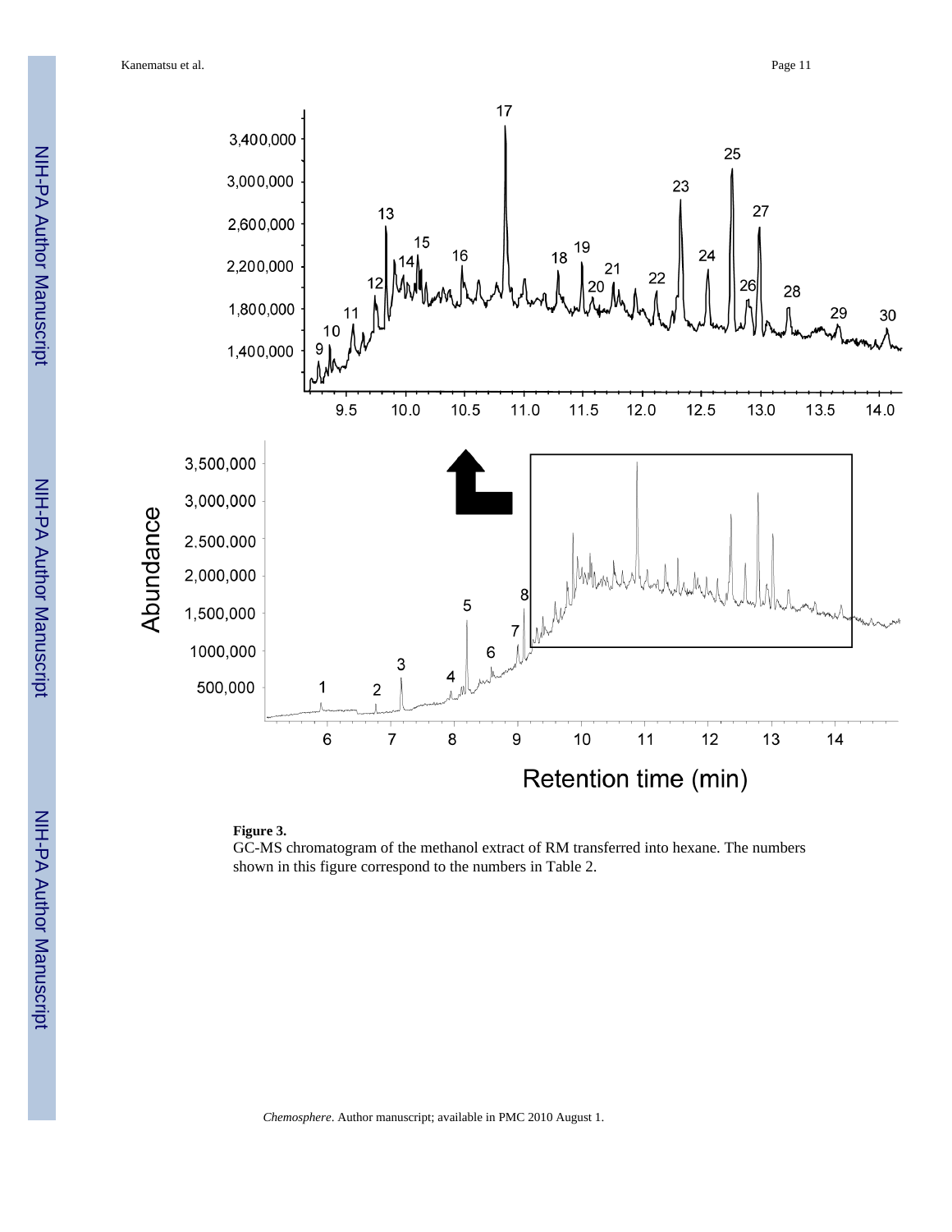**Figure 3.**

GC-MS chromatogram of the methanol extract of RM transferred into hexane. The numbers shown in this figure correspond to the numbers in Table 2.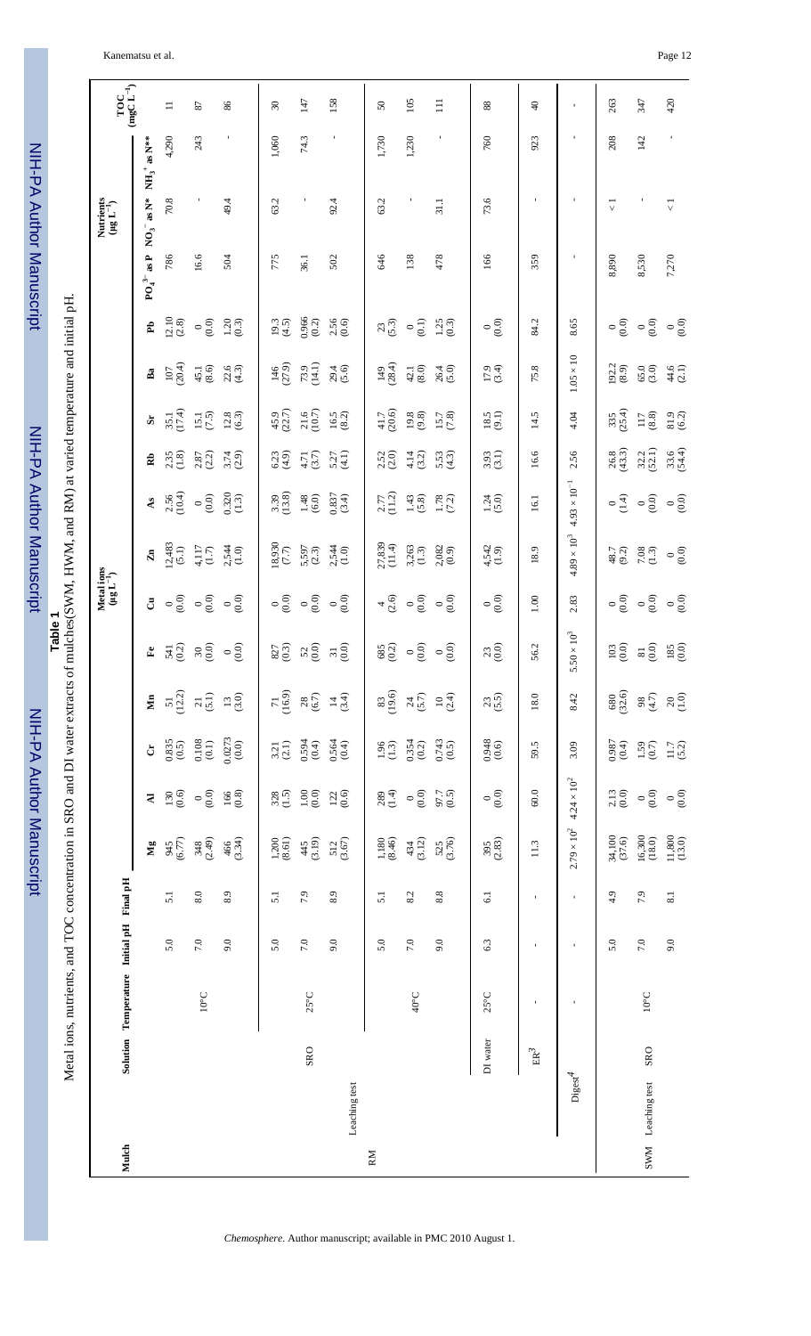**Table 1**

Metal ions, nutrients, and TOC concentration in SRO and DI water extracts of mulches(SWM, HWM, and RM) at varied temperature and initial pH.

| Mulch | Solution | | Temperature | Initial pH | Final pH | Metal ions ($\mu g\ L^{-1}$) Mg | Al | Cr | Mn | Fe | Cu | Zn | As | Rb | Sr | Ba | Pb | Nutrients ($\mu g\ L^{-1}$) $PO_4^{3-}$ as P | $NO_3^-$ as N* | $NH_3^+$ as N** | TOC (mgC $L^{-1}$) |
|---|---|---|---|---|---|---|---|---|---|---|---|---|---|---|---|---|---|---|---|---|---|
| RM | Leaching test | SRO | 10°C | 5.0 | 5.1 | 945 (6.77) | 130 (0.6) | 0.835 (0.5) | 51 (12.2) | 541 (0.2) | 0 (0.0) | 12,483 (5.1) | 2.56 (10.4) | 2.35 (1.8) | 35.1 (17.4) | 107 (20.4) | 12.10 (2.8) | 786 | 70.8 | 4,290 | 11 |
| | | | | 7.0 | 8.0 | 348 (2.49) | 0 (0.0) | 0.108 (0.1) | 21 (5.1) | 30 (0.0) | 0 (0.0) | 4,117 (1.7) | 0 (0.0) | 2.87 (2.2) | 15.1 (7.5) | 45.1 (8.6) | 0 (0.0) | 16.6 | - | 243 | 87 |
| | | | | 9.0 | 8.9 | 466 (3.34) | 166 (0.8) | 0.0273 (0.0) | 13 (3.0) | 0 (0.0) | 0 (0.0) | 2,544 (1.0) | 0.320 (1.3) | 3.74 (2.9) | 12.8 (6.3) | 22.6 (4.3) | 1.20 (0.3) | 504 | 49.4 | - | 86 |
| | | | 25°C | 5.0 | 5.1 | 1,200 (8.61) | 328 (1.5) | 3.21 (2.1) | 71 (16.9) | 827 (0.3) | 0 (0.0) | 18,930 (7.7) | 3.39 (13.8) | 6.23 (4.9) | 45.9 (22.7) | 146 (27.9) | 19.3 (4.5) | 775 | 63.2 | 1,060 | 30 |
| | | | | 7.0 | 7.9 | 445 (3.19) | 1.00 (0.0) | 0.594 (0.4) | 28 (6.7) | 52 (0.0) | 0 (0.0) | 5,597 (2.3) | 1.48 (6.0) | 4.71 (3.7) | 21.6 (10.7) | 73.9 (14.1) | 0.966 (0.2) | 36.1 | - | 74.3 | 147 |
| | | | | 9.0 | 8.9 | 512 (3.67) | 122 (0.6) | 0.564 (0.4) | 14 (3.4) | 31 (0.0) | 0 (0.0) | 2,544 (1.0) | 0.837 (3.4) | 5.27 (4.1) | 16.5 (8.2) | 29.4 (5.6) | 2.56 (0.6) | 502 | 92.4 | - | 158 |
| | | | 40°C | 5.0 | 5.1 | 1,180 (8.46) | 289 (1.4) | 1.96 (1.3) | 83 (19.6) | 685 (0.2) | 4 (2.6) | 27,839 (11.4) | 2.77 (11.2) | 2.52 (2.0) | 41.7 (20.6) | 149 (28.4) | 23 (5.3) | 646 | 63.2 | 1,730 | 50 |
| | | | | 7.0 | 8.2 | 434 (3.12) | 0 (0.0) | 0.354 (0.2) | 24 (5.7) | 0 (0.0) | 0 (0.0) | 3,263 (1.3) | 1.43 (5.8) | 4.14 (3.2) | 19.8 (9.8) | 42.1 (8.0) | 0 (0.1) | 138 | - | 1,230 | 105 |
| | | | | 9.0 | 8.8 | 525 (3.76) | 97.7 (0.5) | 0.743 (0.5) | 10 (2.4) | 0 (0.0) | 0 (0.0) | 2,082 (0.9) | 1.78 (7.2) | 5.53 (4.3) | 15.7 (7.8) | 26.4 (5.0) | 1.25 (0.3) | 478 | 31.1 | - | 111 |
| | | DI water | 25°C | 6.3 | 6.1 | 395 (2.83) | 0 (0.0) | 0.948 (0.6) | 23 (5.5) | 23 (0.0) | 0 (0.0) | 4,542 (1.9) | 1.24 (5.0) | 3.93 (3.1) | 18.5 (9.1) | 17.9 (3.4) | 0 (0.0) | 166 | 73.6 | 760 | 88 |
| | ER[3] | | - | - | - | 11.3 | 60.0 | 59.5 | 18.0 | 56.2 | 1.00 | 18.9 | 16.1 | 16.6 | 14.5 | 75.8 | 84.2 | 359 | - | 923 | 40 |
| | Digest[4] | | - | - | - | $2.79 \times 10^2$ | $4.24 \times 10^2$ | 3.09 | 8.42 | $5.50 \times 10^3$ | 2.83 | $4.89 \times 10^3$ | $4.93 \times 10^{-1}$ | 2.56 | 4.04 | $1.05 \times 10$ | 8.65 | - | - | - | - |
| SWM | Leaching test | SRO | 10°C | 5.0 | 4.9 | 34,100 (37.6) | 2.13 (0.0) | 0.987 (0.4) | 680 (32.6) | 103 (0.0) | 0 (0.0) | 48.7 (9.2) | 0 (1.4) | 26.8 (43.3) | 335 (25.4) | 192.2 (8.9) | 0 (0.0) | 8,890 | < 1 | 208 | 263 |
| | | | | 7.0 | 7.9 | 16,300 (18.0) | 0 (0.0) | 1.59 (0.7) | 98 (4.7) | 81 (0.0) | 0 (0.0) | 7.08 (1.3) | 0 (0.0) | 32.2 (52.1) | 117 (8.8) | 65.0 (3.0) | 0 (0.0) | 8,530 | - | 142 | 347 |
| | | | | 9.0 | 8.1 | 11,800 (13.0) | 0 (0.0) | 11.7 (5.2) | 20 (1.0) | 185 (0.0) | 0 (0.0) | 0 (0.0) | 0 (0.0) | 33.6 (54.4) | 81.9 (6.2) | 44.6 (2.1) | 0 (0.0) | 7,270 | < 1 | - | 420 |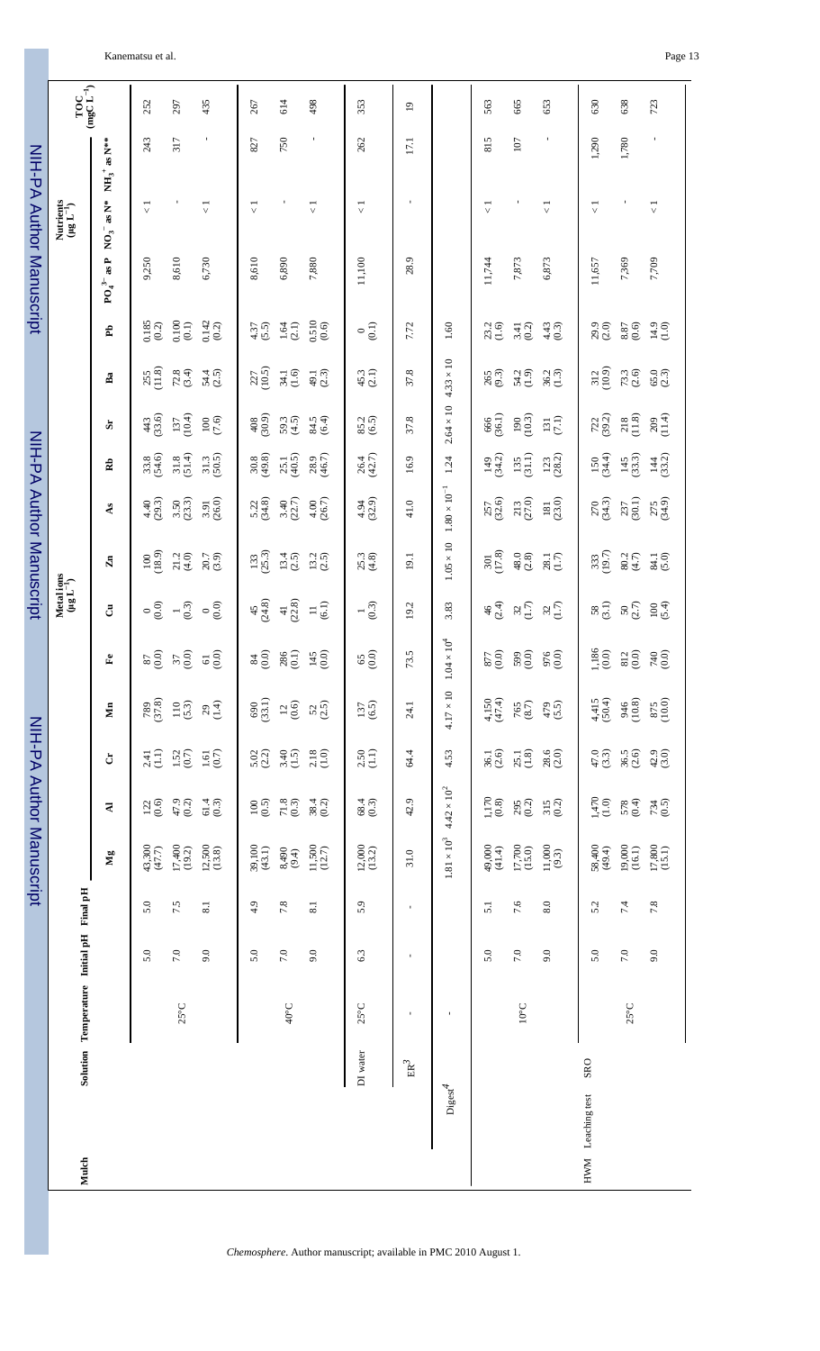| Mulch | Solution | Temperature | Initial pH | Final pH | Metal ions ($\mu g\ L^{-1}$) | | | | | | | | | | | | Nutrients ($\mu g\ L^{-1}$) | | | TOC ($mgC\ L^{-1}$) |
|---|---|---|---|---|---|---|---|---|---|---|---|---|---|---|---|---|---|---|---|---|
| | | | | | Mg | Al | Cr | Mn | Fe | Cu | Zn | As | Rb | Sr | Ba | Pb | $PO_4^{3-}$ as P | $NO_3^-$ as N* | $NH_3^+$ as N** | |
| | | 25°C | 5.0 | 5.0 | 43,300 (47.7) | 122 (0.6) | 2.41 (1.1) | 789 (37.8) | 87 (0.0) | 0 (0.0) | 100 (18.9) | 4.40 (29.3) | 33.8 (54.6) | 443 (33.6) | 255 (11.8) | 0.185 (0.2) | 9,250 | < 1 | 243 | 252 |
| | | | 7.0 | 7.5 | 17,400 (19.2) | 47.9 (0.2) | 1.52 (0.7) | 110 (5.3) | 37 (0.0) | 1 (0.3) | 21.2 (4.0) | 3.50 (23.3) | 31.8 (51.4) | 137 (10.4) | 72.8 (3.4) | 0.100 (0.1) | 8,610 | - | 317 | 297 |
| | | | 9.0 | 8.1 | 12,500 (13.8) | 61.4 (0.3) | 1.61 (0.7) | 29 (1.4) | 61 (0.0) | 0 (0.0) | 20.7 (3.9) | 3.91 (26.0) | 31.3 (50.5) | 100 (7.6) | 54.4 (2.5) | 0.142 (0.2) | 6,730 | < 1 | - | 435 |
| | | 40°C | 5.0 | 4.9 | 39,100 (43.1) | 100 (0.5) | 5.02 (2.2) | 690 (33.1) | 84 (0.0) | 45 (24.8) | 133 (25.3) | 5.22 (34.8) | 30.8 (49.8) | 408 (30.9) | 227 (10.5) | 4.37 (5.5) | 8,610 | < 1 | 827 | 267 |
| | | | 7.0 | 7.8 | 8,490 (9.4) | 71.8 (0.3) | 3.40 (1.5) | 12 (0.6) | 286 (0.1) | 41 (22.8) | 13.4 (2.5) | 3.40 (22.7) | 25.1 (40.5) | 59.3 (4.5) | 34.1 (1.6) | 1.64 (2.1) | 6,890 | - | 750 | 614 |
| | | | 9.0 | 8.1 | 11,500 (12.7) | 38.4 (0.2) | 2.18 (1.0) | 52 (2.5) | 145 (0.0) | 11 (6.1) | 13.2 (2.5) | 4.00 (26.7) | 28.9 (46.7) | 84.5 (6.4) | 49.1 (2.3) | 0.510 (0.6) | 7,880 | < 1 | - | 498 |
| | DI water | 25°C | 6.3 | 5.9 | 12,000 (13.2) | 68.4 (0.3) | 2.50 (1.1) | 137 (6.5) | 65 (0.0) | 1 (0.3) | 25.3 (4.8) | 4.94 (32.9) | 26.4 (42.7) | 85.2 (6.5) | 45.3 (2.1) | 0 (0.1) | 11,100 | < 1 | 262 | 353 |
| | ER[3] | - | - | - | 31.0 | 42.9 | 64.4 | 24.1 | 73.5 | 19.2 | 19.1 | 41.0 | 16.9 | 37.8 | 37.8 | 7.72 | 28.9 | - | 17.1 | 19 |
| | Digest[4] | - | | | $1.81 \times 10^3$ | $4.42 \times 10^2$ | 4.53 | $4.17 \times 10$ | $1.04 \times 10^4$ | 3.83 | $1.05 \times 10$ | $1.80 \times 10^{-1}$ | 1.24 | $2.64 \times 10$ | $4.33 \times 10$ | 1.60 | | | | |
| HWM | Leaching test | 10°C | 5.0 | 5.1 | 49,000 (41.4) | 1,170 (0.8) | 36.1 (2.6) | 4,150 (47.4) | 877 (0.0) | 46 (2.4) | 301 (17.8) | 257 (32.6) | 149 (34.2) | 666 (36.1) | 265 (9.3) | 23.2 (1.6) | 11,744 | < 1 | 815 | 563 |
| | | | 7.0 | 7.6 | 17,700 (15.0) | 295 (0.2) | 25.1 (1.8) | 765 (8.7) | 599 (0.0) | 32 (1.7) | 48.0 (2.8) | 213 (27.0) | 135 (31.1) | 190 (10.3) | 54.2 (1.9) | 3.41 (0.2) | 7,873 | - | 107 | 665 |
| | | | 9.0 | 8.0 | 11,000 (9.3) | 315 (0.2) | 28.6 (2.0) | 479 (5.5) | 976 (0.0) | 32 (1.7) | 28.1 (1.7) | 181 (23.0) | 123 (28.2) | 131 (7.1) | 36.2 (1.3) | 4.43 (0.3) | 6,873 | < 1 | - | 653 |
| | SRO | 25°C | 5.0 | 5.2 | 58,400 (49.4) | 1,470 (1.0) | 47.0 (3.3) | 4,415 (50.4) | 1,186 (0.0) | 58 (3.1) | 333 (19.7) | 270 (34.3) | 150 (34.4) | 722 (39.2) | 312 (10.9) | 29.9 (2.0) | 11,657 | < 1 | 1,290 | 630 |
| | | | 7.0 | 7.4 | 19,000 (16.1) | 578 (0.4) | 36.5 (2.6) | 946 (10.8) | 812 (0.0) | 50 (2.7) | 80.2 (4.7) | 237 (30.1) | 145 (33.3) | 218 (11.8) | 73.3 (2.6) | 8.87 (0.6) | 7,369 | - | 1,780 | 638 |
| | | | 9.0 | 7.8 | 17,800 (15.1) | 734 (0.5) | 42.9 (3.0) | 875 (10.0) | 740 (0.0) | 100 (5.4) | 84.1 (5.0) | 275 (34.9) | 144 (33.2) | 209 (11.4) | 65.0 (2.3) | 14.9 (1.0) | 7,709 | < 1 | - | 723 |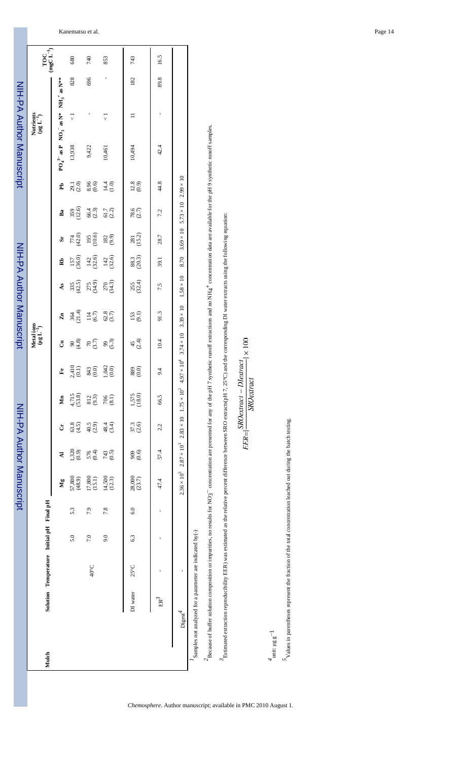| Mulch | Solution | Temperature | Initial pH | Final pH | Metal ions ($\mu g\ L^{-1}$) | | | | | | | | | | | | | Nutrients ($\mu g\ L^{-1}$) | | | TOC ($mgC\ L^{-1}$) |
|---|---|---|---|---|---|---|---|---|---|---|---|---|---|---|---|---|---|---|---|---|---|
| | | | | | Mg | Al | Cr | Mn | Fe | Cu | Zn | As | Rb | Sr | Ba | Pb | $PO_4^{3-}$ as P | $NO_3^-$ as N* | $NH_3^+$ as N** | |
| | | | 5.0 | 5.3 | 57,800 (48.9) | 1,320 (0.9) | 63.8 (4.5) | 4,715 (53.8) | 2,410 (0.1) | 90 (4.8) | 364 (21.4) | 335 (42.5) | 157 (36.0) | 774 (42.0) | 359 (12.6) | 29.1 (2.0) | 13,938 | < 1 | 828 | 680 |
| | | 40°C | 7.0 | 7.9 | 17,800 (15.1) | 576 (0.4) | 40.5 (2.9) | 812 (9.3) | 843 (0.0) | 70 (3.7) | 114 (6.7) | 275 (34.9) | 142 (32.6) | 195 (10.6) | 66.4 (2.3) | 8.96 (0.6) | 9,422 | - | 696 | 740 |
| | | | 9.0 | 7.8 | 14,500 (12.3) | 743 (0.5) | 48.4 (3.4) | 706 (8.1) | 1,042 (0.0) | 99 (5.3) | 62.8 (3.7) | 270 (34.3) | 142 (32.6) | 182 (9.9) | 61.7 (2.2) | 14.4 (1.0) | 10,461 | < 1 | - | 853 |
| | DI water | 25°C | 6.3 | 6.0 | 28,000 (23.7) | 909 (0.6) | 37.3 (2.6) | 1,575 (18.0) | 889 (0.0) | 45 (2.4) | 153 (9.1) | 255 (32.4) | 88.3 (20.3) | 281 (15.2) | 78.6 (2.7) | 12.8 (0.9) | 10,494 | 11 | 182 | 743 |
| | ER[3] | - | - | - | 47.4 | 57.4 | 2.2 | 66.5 | 9.4 | 10.4 | 91.3 | 7.5 | 39.1 | 28.7 | 7.2 | 44.8 | 42.4 | - | 89.8 | 16.5 |
| | Digest[4] | - | | | $2.36 \times 10^3$ | $2.87 \times 10^3$ | $2.83 \times 10$ | $1.75 \times 10^2$ | $4.97 \times 10^4$ | $3.74 \times 10$ | $3.39 \times 10$ | $1.58 \times 10$ | 8.70 | $3.69 \times 10$ | $5.73 \times 10$ | $2.99 \times 10$ | | | | |

[1] Samples not analyzed for a parameter are indicated by(-)

[2] Because of buffer solution composition or impurities, no results for $NO_3^-$ concentration are presented for any of the pH 7 synthetic runoff extractions and no $NH_4^+$ concentration data are available for the pH 9 synthetic runoff samples.

[3] Estimated extraction reproducibility EER) was estimated as the relative percent difference between SRO extracts(pH 7, 25°C) and the corresponding DI water extracts using the following equation:

$$EER = \left| \frac{SROextract - DIextract}{SROextract} \right| \times 100$$

[4] unit: $\mu g\ g^{-1}$

[5] Values in parentheses represent the fraction of the total concentration leached out during the batch testing.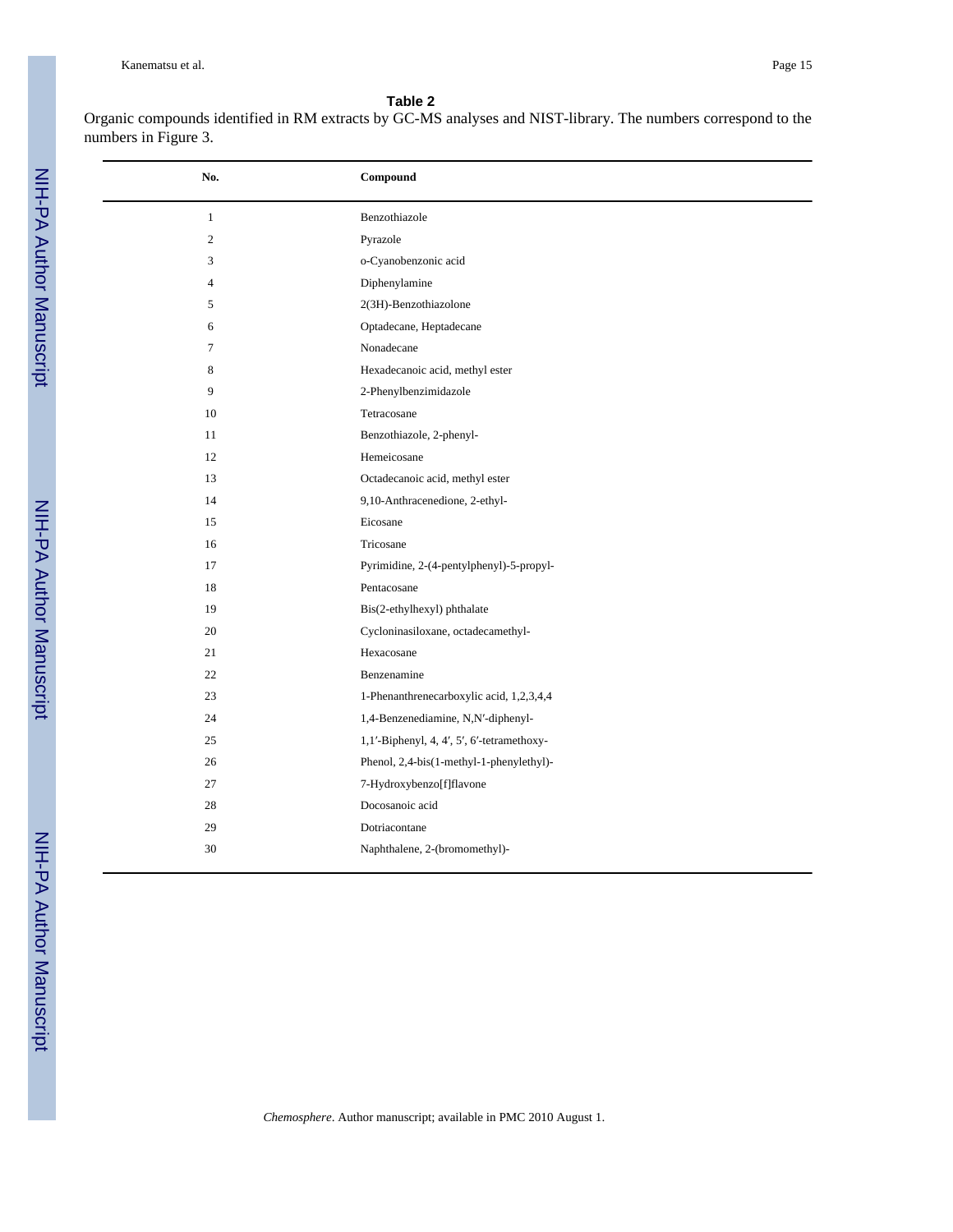**Table 2**

Organic compounds identified in RM extracts by GC-MS analyses and NIST-library. The numbers correspond to the numbers in Figure 3.

| No. | Compound |
| --- | --- |
| 1 | Benzothiazole |
| 2 | Pyrazole |
| 3 | o-Cyanobenzonic acid |
| 4 | Diphenylamine |
| 5 | 2(3H)-Benzothiazolone |
| 6 | Optadecane, Heptadecane |
| 7 | Nonadecane |
| 8 | Hexadecanoic acid, methyl ester |
| 9 | 2-Phenylbenzimidazole |
| 10 | Tetracosane |
| 11 | Benzothiazole, 2-phenyl- |
| 12 | Hemeicosane |
| 13 | Octadecanoic acid, methyl ester |
| 14 | 9,10-Anthracenedione, 2-ethyl- |
| 15 | Eicosane |
| 16 | Tricosane |
| 17 | Pyrimidine, 2-(4-pentylphenyl)-5-propyl- |
| 18 | Pentacosane |
| 19 | Bis(2-ethylhexyl) phthalate |
| 20 | Cycloninasiloxane, octadecamethyl- |
| 21 | Hexacosane |
| 22 | Benzenamine |
| 23 | 1-Phenanthrenecarboxylic acid, 1,2,3,4,4 |
| 24 | 1,4-Benzenediamine, N,N′-diphenyl- |
| 25 | 1,1′-Biphenyl, 4, 4′, 5′, 6′-tetramethoxy- |
| 26 | Phenol, 2,4-bis(1-methyl-1-phenylethyl)- |
| 27 | 7-Hydroxybenzo[f]flavone |
| 28 | Docosanoic acid |
| 29 | Dotriacontane |
| 30 | Naphthalene, 2-(bromomethyl)- |